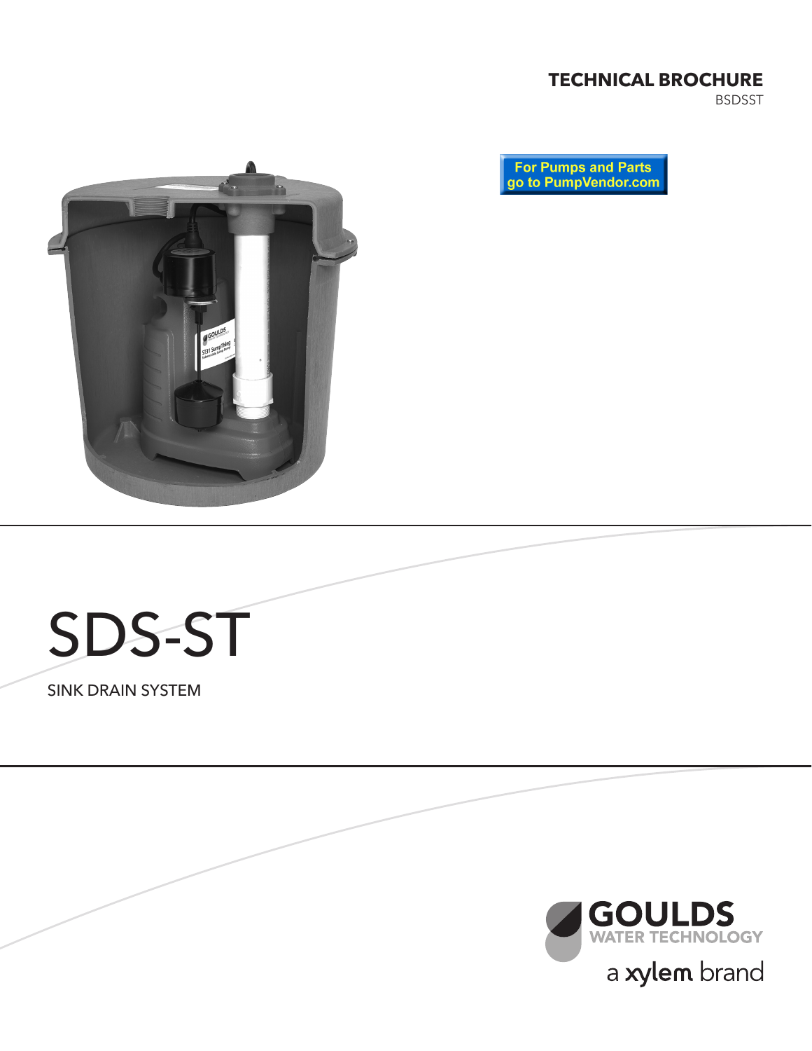**TECHNICAL BROCHURE**
BSDSST

For Pumps and Parts go to PumpVendor.com

# SDS-ST

SINK DRAIN SYSTEM

GOULDS WATER TECHNOLOGY
a xylem brand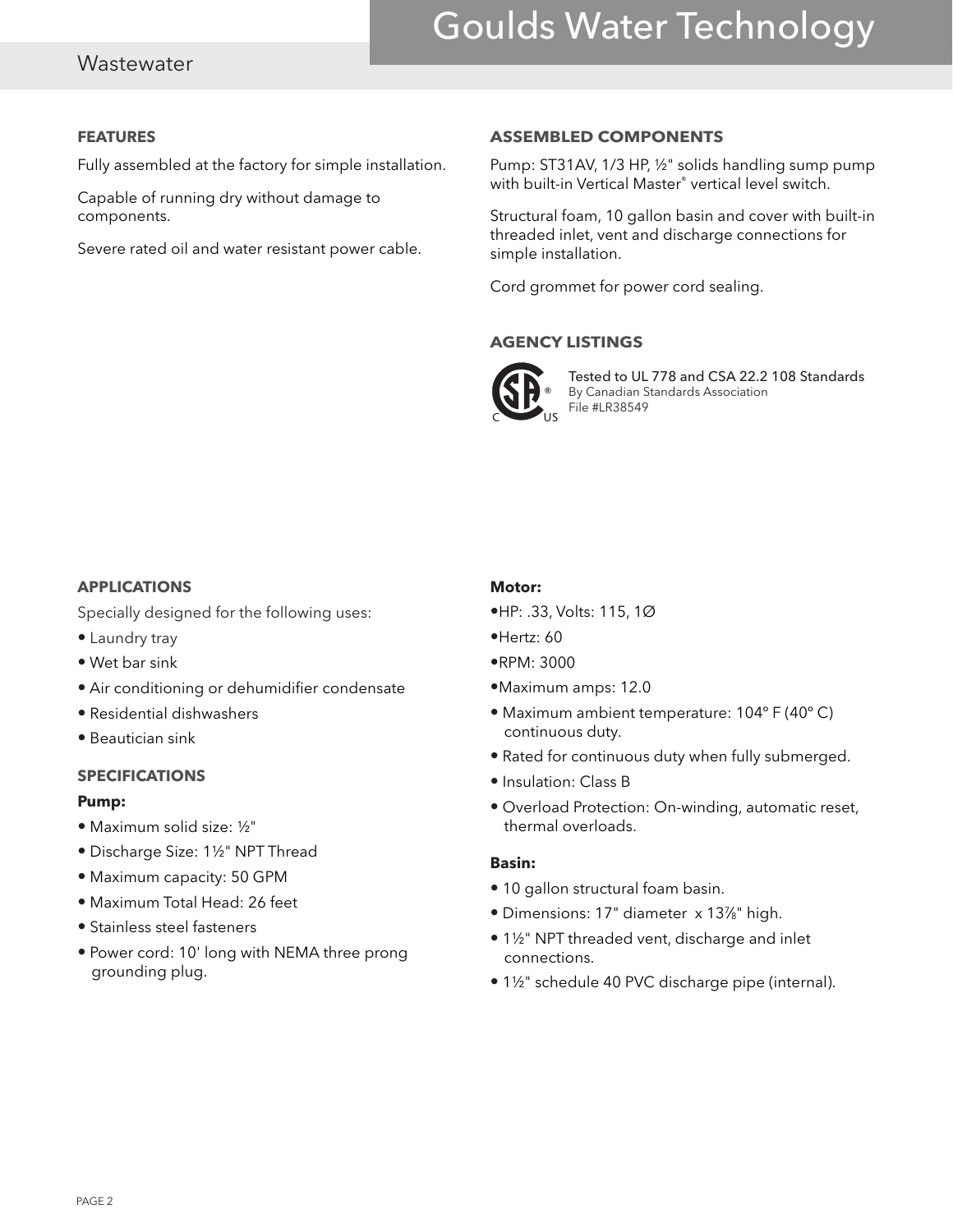## FEATURES

Fully assembled at the factory for simple installation.

Capable of running dry without damage to components.

Severe rated oil and water resistant power cable.

## ASSEMBLED COMPONENTS

Pump: ST31AV, 1/3 HP, ½" solids handling sump pump with built-in Vertical Master® vertical level switch.

Structural foam, 10 gallon basin and cover with built-in threaded inlet, vent and discharge connections for simple installation.

Cord grommet for power cord sealing.

## AGENCY LISTINGS

Tested to UL 778 and CSA 22.2 108 Standards
By Canadian Standards Association
File #LR38549

## APPLICATIONS

Specially designed for the following uses:

- Laundry tray
- Wet bar sink
- Air conditioning or dehumidifier condensate
- Residential dishwashers
- Beautician sink

## SPECIFICATIONS

**Pump:**

- Maximum solid size: ½"
- Discharge Size: 1½" NPT Thread
- Maximum capacity: 50 GPM
- Maximum Total Head: 26 feet
- Stainless steel fasteners
- Power cord: 10' long with NEMA three prong grounding plug.

**Motor:**

- HP: .33, Volts: 115, 1∅
- Hertz: 60
- RPM: 3000
- Maximum amps: 12.0
- Maximum ambient temperature: 104º F (40º C) continuous duty.
- Rated for continuous duty when fully submerged.
- Insulation: Class B
- Overload Protection: On-winding, automatic reset, thermal overloads.

**Basin:**

- 10 gallon structural foam basin.
- Dimensions: 17" diameter x 13⅞" high.
- 1½" NPT threaded vent, discharge and inlet connections.
- 1½" schedule 40 PVC discharge pipe (internal).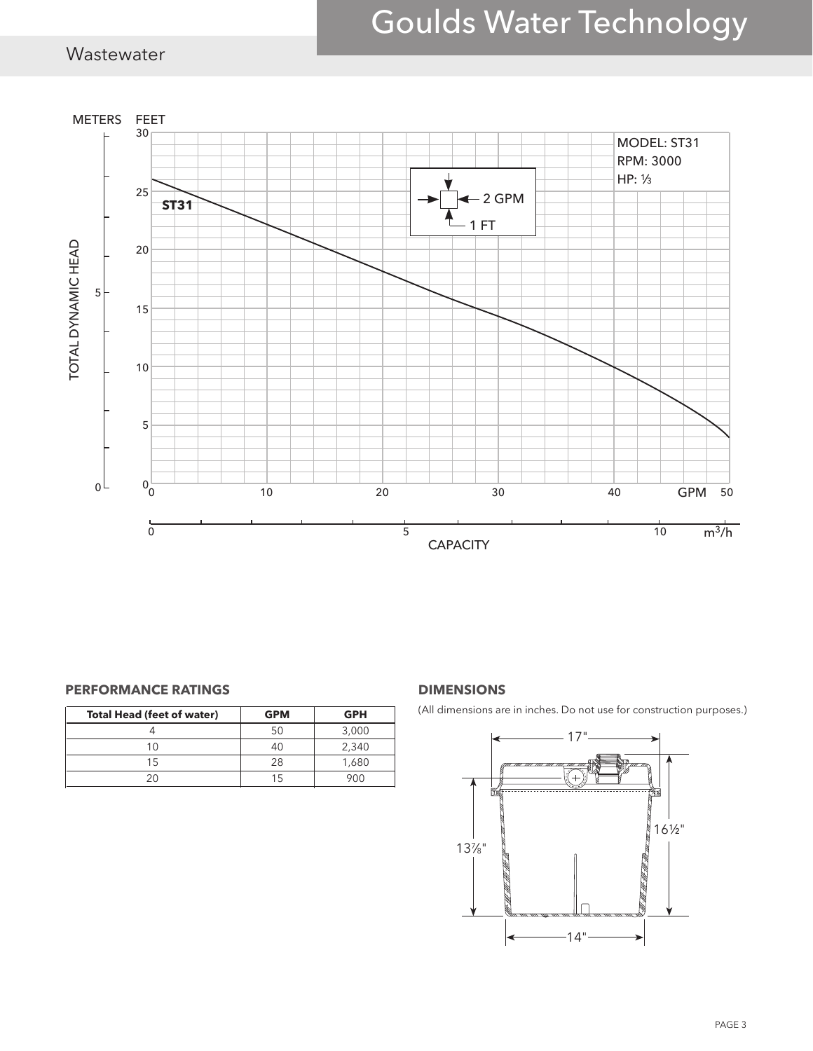## Wastewater

METERS FEET

MODEL: ST31
RPM: 3000
HP: ⅓

ST31

2 GPM
1 FT

TOTAL DYNAMIC HEAD

CAPACITY

GPM

$m^3/h$

### PERFORMANCE RATINGS

| Total Head (feet of water) | GPM | GPH |
|---|---|---|
| 4 | 50 | 3,000 |
| 10 | 40 | 2,340 |
| 15 | 28 | 1,680 |
| 20 | 15 | 900 |

### DIMENSIONS

(All dimensions are in inches. Do not use for construction purposes.)

17"

16½"

13⅞"

14"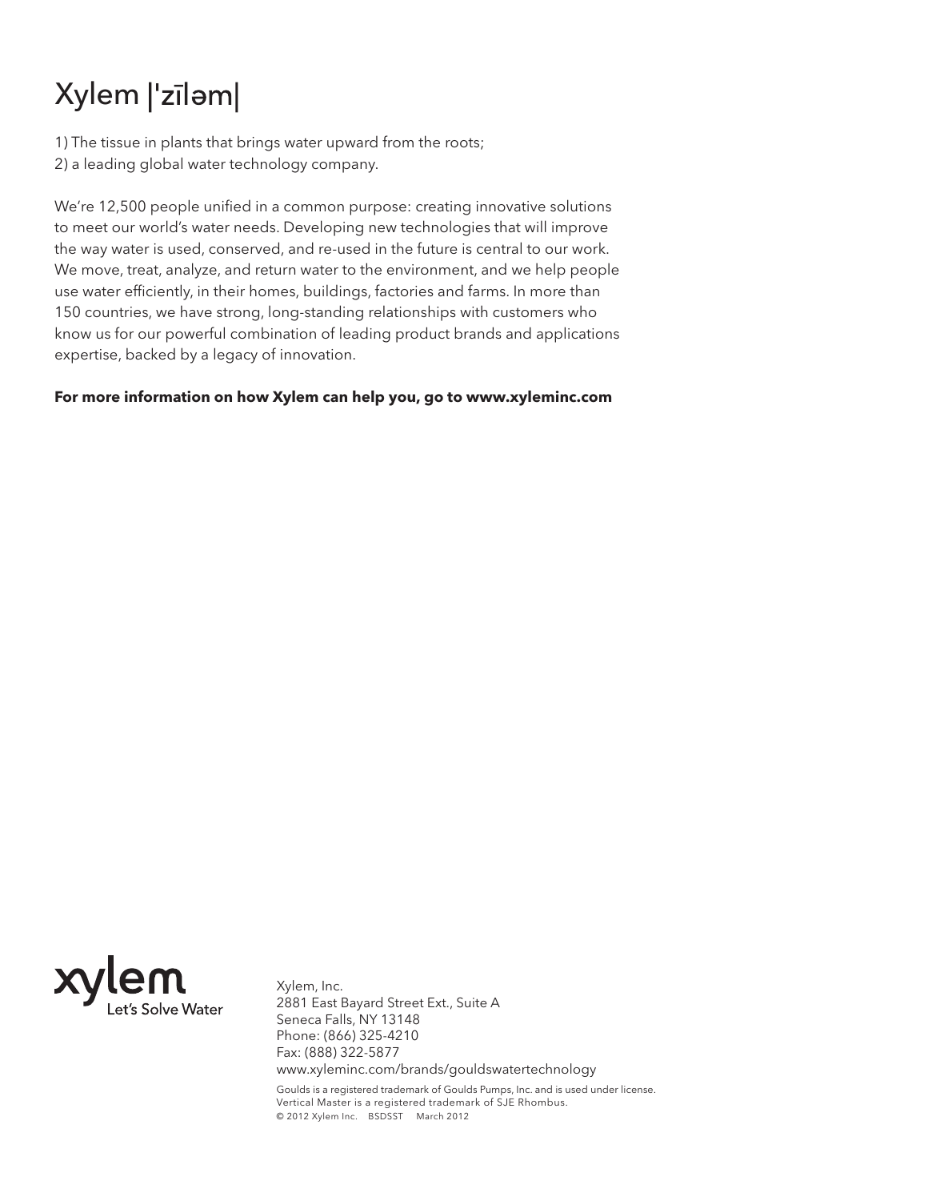# Xylem |'zīləm|

1) The tissue in plants that brings water upward from the roots;
2) a leading global water technology company.

We're 12,500 people unified in a common purpose: creating innovative solutions to meet our world's water needs. Developing new technologies that will improve the way water is used, conserved, and re-used in the future is central to our work. We move, treat, analyze, and return water to the environment, and we help people use water efficiently, in their homes, buildings, factories and farms. In more than 150 countries, we have strong, long-standing relationships with customers who know us for our powerful combination of leading product brands and applications expertise, backed by a legacy of innovation.

**For more information on how Xylem can help you, go to www.xyleminc.com**

xylem
Let's Solve Water

Xylem, Inc.
2881 East Bayard Street Ext., Suite A
Seneca Falls, NY 13148
Phone: (866) 325-4210
Fax: (888) 322-5877
www.xyleminc.com/brands/gouldswatertechnology

Goulds is a registered trademark of Goulds Pumps, Inc. and is used under license.
Vertical Master is a registered trademark of SJE Rhombus.
© 2012 Xylem Inc. BSDSST March 2012